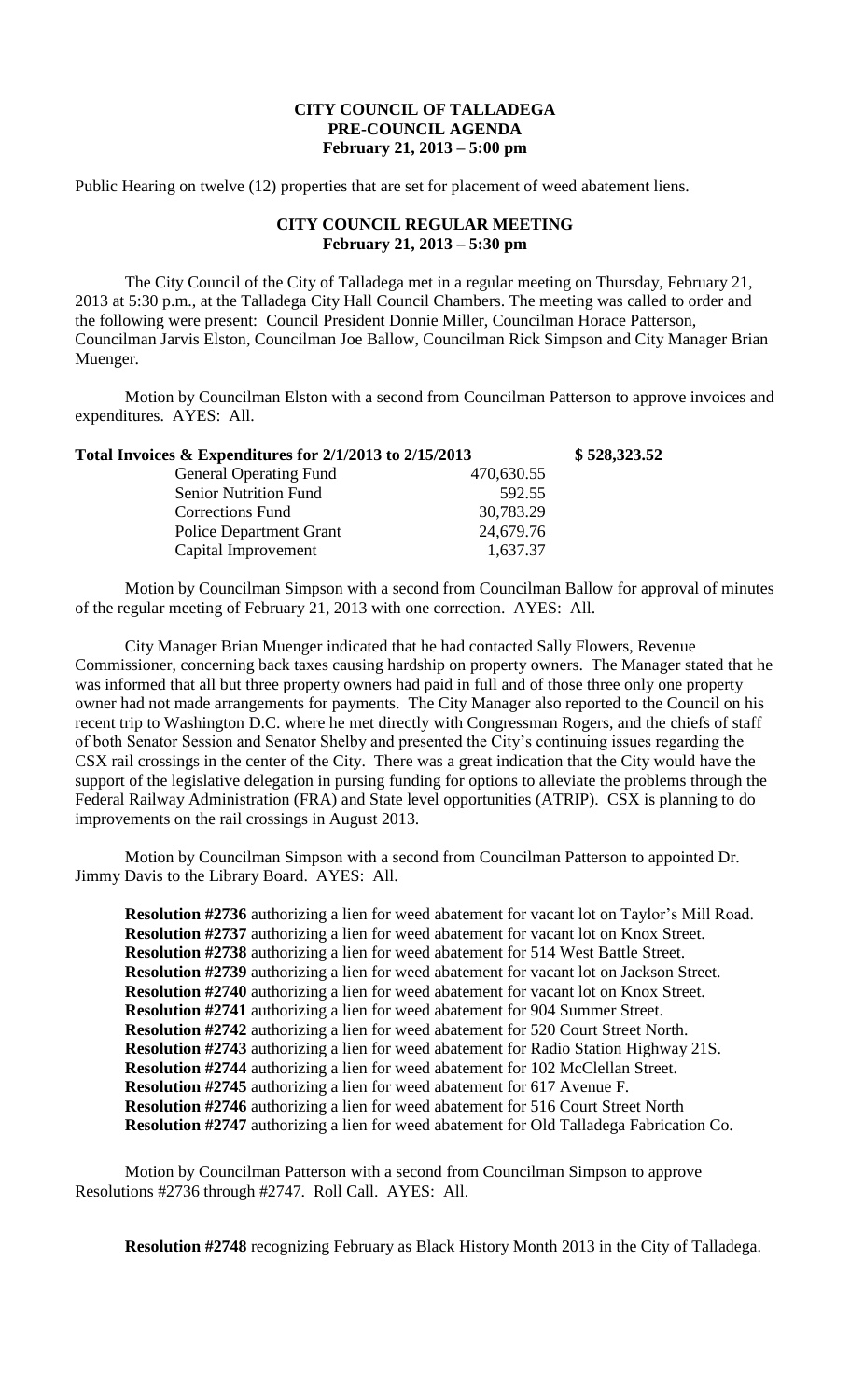**CITY COUNCIL OF TALLADEGA**
**PRE-COUNCIL AGENDA**
**February 21, 2013 – 5:00 pm**

Public Hearing on twelve (12) properties that are set for placement of weed abatement liens.

**CITY COUNCIL REGULAR MEETING**
**February 21, 2013 – 5:30 pm**

The City Council of the City of Talladega met in a regular meeting on Thursday, February 21, 2013 at 5:30 p.m., at the Talladega City Hall Council Chambers. The meeting was called to order and the following were present: Council President Donnie Miller, Councilman Horace Patterson, Councilman Jarvis Elston, Councilman Joe Ballow, Councilman Rick Simpson and City Manager Brian Muenger.

Motion by Councilman Elston with a second from Councilman Patterson to approve invoices and expenditures. AYES: All.

| **Total Invoices & Expenditures for 2/1/2013 to 2/15/2013** | | **$ 528,323.52** |
|---|---|---|
| General Operating Fund | 470,630.55 | |
| Senior Nutrition Fund | 592.55 | |
| Corrections Fund | 30,783.29 | |
| Police Department Grant | 24,679.76 | |
| Capital Improvement | 1,637.37 | |

Motion by Councilman Simpson with a second from Councilman Ballow for approval of minutes of the regular meeting of February 21, 2013 with one correction. AYES: All.

City Manager Brian Muenger indicated that he had contacted Sally Flowers, Revenue Commissioner, concerning back taxes causing hardship on property owners. The Manager stated that he was informed that all but three property owners had paid in full and of those three only one property owner had not made arrangements for payments. The City Manager also reported to the Council on his recent trip to Washington D.C. where he met directly with Congressman Rogers, and the chiefs of staff of both Senator Session and Senator Shelby and presented the City's continuing issues regarding the CSX rail crossings in the center of the City. There was a great indication that the City would have the support of the legislative delegation in pursing funding for options to alleviate the problems through the Federal Railway Administration (FRA) and State level opportunities (ATRIP). CSX is planning to do improvements on the rail crossings in August 2013.

Motion by Councilman Simpson with a second from Councilman Patterson to appointed Dr. Jimmy Davis to the Library Board. AYES: All.

**Resolution #2736** authorizing a lien for weed abatement for vacant lot on Taylor's Mill Road.
**Resolution #2737** authorizing a lien for weed abatement for vacant lot on Knox Street.
**Resolution #2738** authorizing a lien for weed abatement for 514 West Battle Street.
**Resolution #2739** authorizing a lien for weed abatement for vacant lot on Jackson Street.
**Resolution #2740** authorizing a lien for weed abatement for vacant lot on Knox Street.
**Resolution #2741** authorizing a lien for weed abatement for 904 Summer Street.
**Resolution #2742** authorizing a lien for weed abatement for 520 Court Street North.
**Resolution #2743** authorizing a lien for weed abatement for Radio Station Highway 21S.
**Resolution #2744** authorizing a lien for weed abatement for 102 McClellan Street.
**Resolution #2745** authorizing a lien for weed abatement for 617 Avenue F.
**Resolution #2746** authorizing a lien for weed abatement for 516 Court Street North
**Resolution #2747** authorizing a lien for weed abatement for Old Talladega Fabrication Co.

Motion by Councilman Patterson with a second from Councilman Simpson to approve Resolutions #2736 through #2747. Roll Call. AYES: All.

**Resolution #2748** recognizing February as Black History Month 2013 in the City of Talladega.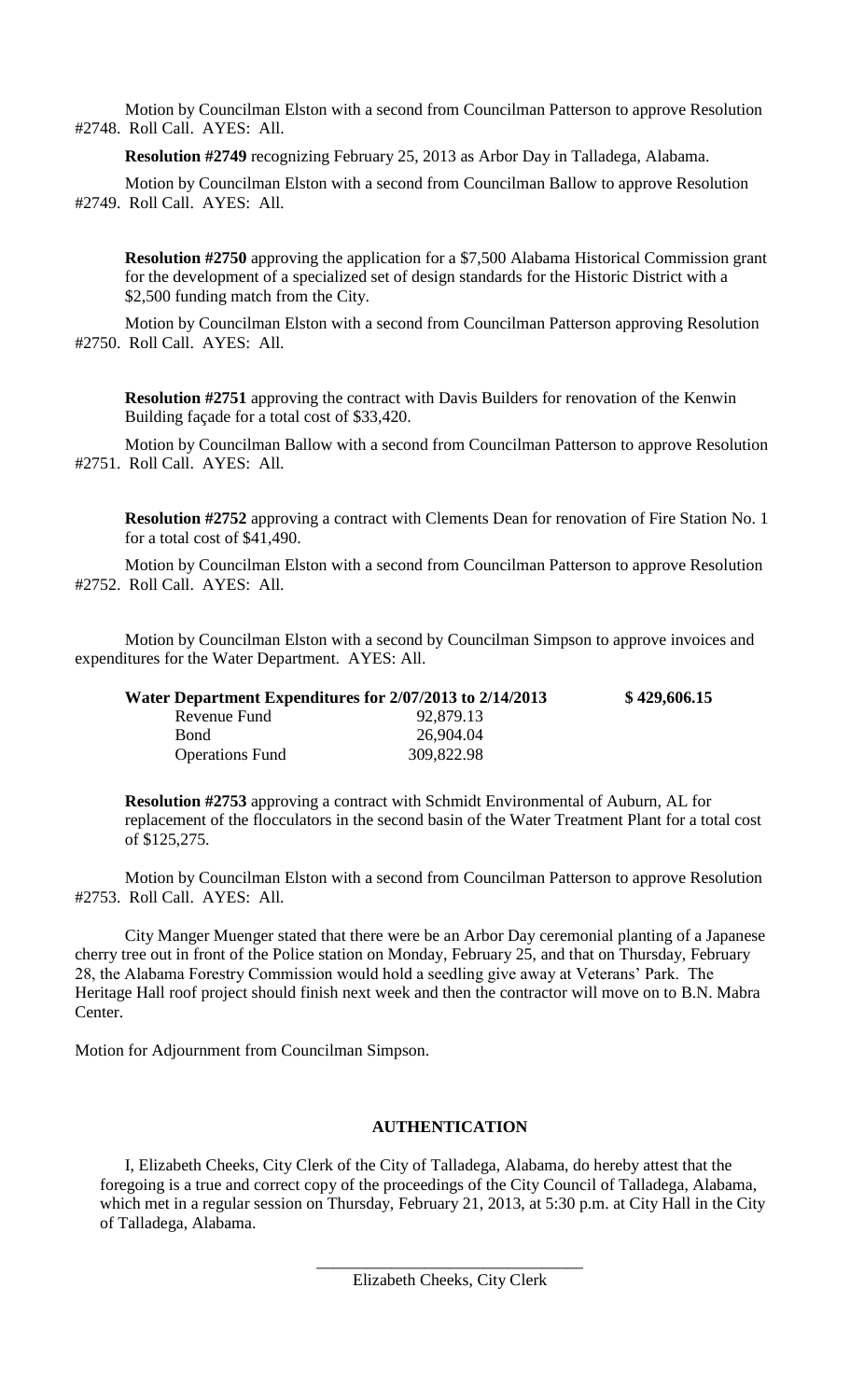Motion by Councilman Elston with a second from Councilman Patterson to approve Resolution #2748. Roll Call. AYES: All.

**Resolution #2749** recognizing February 25, 2013 as Arbor Day in Talladega, Alabama.

Motion by Councilman Elston with a second from Councilman Ballow to approve Resolution #2749. Roll Call. AYES: All.

**Resolution #2750** approving the application for a $7,500 Alabama Historical Commission grant for the development of a specialized set of design standards for the Historic District with a $2,500 funding match from the City.

Motion by Councilman Elston with a second from Councilman Patterson approving Resolution #2750. Roll Call. AYES: All.

**Resolution #2751** approving the contract with Davis Builders for renovation of the Kenwin Building façade for a total cost of $33,420.

Motion by Councilman Ballow with a second from Councilman Patterson to approve Resolution #2751. Roll Call. AYES: All.

**Resolution #2752** approving a contract with Clements Dean for renovation of Fire Station No. 1 for a total cost of $41,490.

Motion by Councilman Elston with a second from Councilman Patterson to approve Resolution #2752. Roll Call. AYES: All.

Motion by Councilman Elston with a second by Councilman Simpson to approve invoices and expenditures for the Water Department. AYES: All.

| | | |
|---|---|---|
| **Water Department Expenditures for 2/07/2013 to 2/14/2013** | | **$ 429,606.15** |
| Revenue Fund | 92,879.13 | |
| Bond | 26,904.04 | |
| Operations Fund | 309,822.98 | |

**Resolution #2753** approving a contract with Schmidt Environmental of Auburn, AL for replacement of the flocculators in the second basin of the Water Treatment Plant for a total cost of $125,275.

Motion by Councilman Elston with a second from Councilman Patterson to approve Resolution #2753. Roll Call. AYES: All.

City Manger Muenger stated that there were be an Arbor Day ceremonial planting of a Japanese cherry tree out in front of the Police station on Monday, February 25, and that on Thursday, February 28, the Alabama Forestry Commission would hold a seedling give away at Veterans' Park. The Heritage Hall roof project should finish next week and then the contractor will move on to B.N. Mabra Center.

Motion for Adjournment from Councilman Simpson.

**AUTHENTICATION**

I, Elizabeth Cheeks, City Clerk of the City of Talladega, Alabama, do hereby attest that the foregoing is a true and correct copy of the proceedings of the City Council of Talladega, Alabama, which met in a regular session on Thursday, February 21, 2013, at 5:30 p.m. at City Hall in the City of Talladega, Alabama.

\_\_\_\_\_\_\_\_\_\_\_\_\_\_\_\_\_\_\_\_\_\_\_\_\_\_\_\_\_\_\_\_

Elizabeth Cheeks, City Clerk